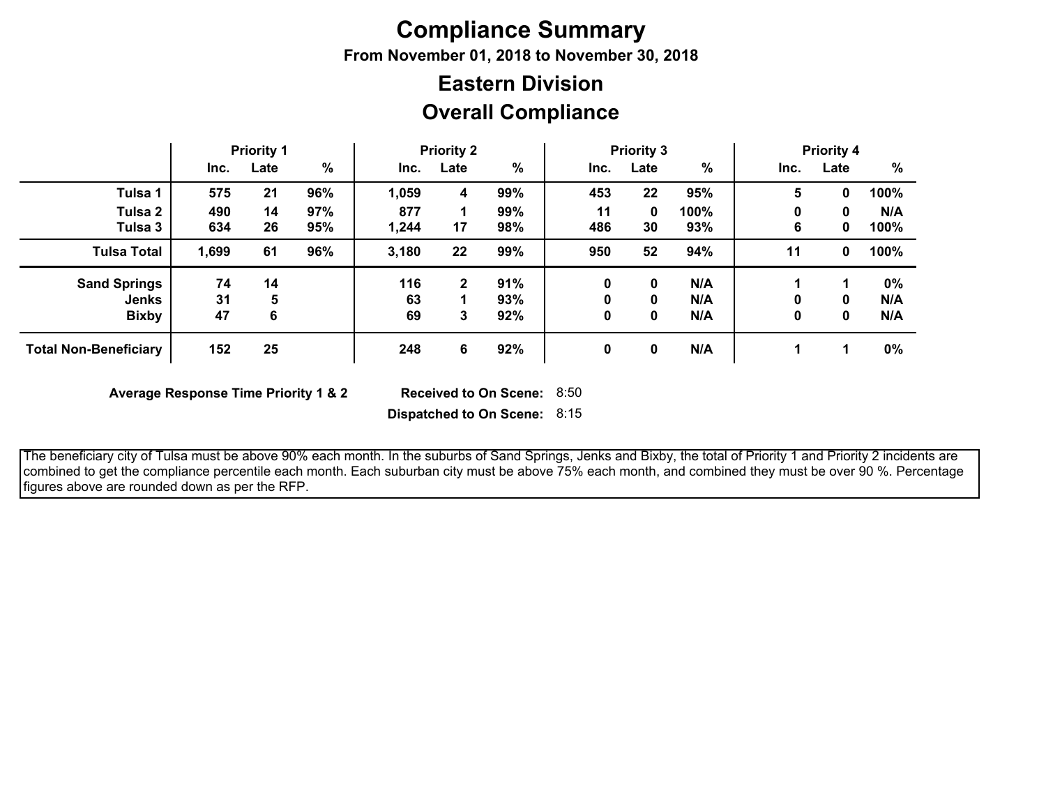# Compliance Summary

**From November 01, 2018 to November 30, 2018**

## Eastern Division

## Overall Compliance

| | Priority 1 | | | Priority 2 | | | Priority 3 | | | Priority 4 | | |
|---|---|---|---|---|---|---|---|---|---|---|---|---|
| | Inc. | Late | % | Inc. | Late | % | Inc. | Late | % | Inc. | Late | % |
| **Tulsa 1** | 575 | 21 | 96% | 1,059 | 4 | 99% | 453 | 22 | 95% | 5 | 0 | 100% |
| **Tulsa 2** | 490 | 14 | 97% | 877 | 1 | 99% | 11 | 0 | 100% | 0 | 0 | N/A |
| **Tulsa 3** | 634 | 26 | 95% | 1,244 | 17 | 98% | 486 | 30 | 93% | 6 | 0 | 100% |
| **Tulsa Total** | 1,699 | 61 | 96% | 3,180 | 22 | 99% | 950 | 52 | 94% | 11 | 0 | 100% |
| **Sand Springs** | 74 | 14 | | 116 | 2 | 91% | 0 | 0 | N/A | 1 | 1 | 0% |
| **Jenks** | 31 | 5 | | 63 | 1 | 93% | 0 | 0 | N/A | 0 | 0 | N/A |
| **Bixby** | 47 | 6 | | 69 | 3 | 92% | 0 | 0 | N/A | 0 | 0 | N/A |
| **Total Non-Beneficiary** | 152 | 25 | | 248 | 6 | 92% | 0 | 0 | N/A | 1 | 1 | 0% |

**Average Response Time Priority 1 & 2** **Received to On Scene:** 8:50

**Dispatched to On Scene:** 8:15

The beneficiary city of Tulsa must be above 90% each month. In the suburbs of Sand Springs, Jenks and Bixby, the total of Priority 1 and Priority 2 incidents are combined to get the compliance percentile each month. Each suburban city must be above 75% each month, and combined they must be over 90 %. Percentage figures above are rounded down as per the RFP.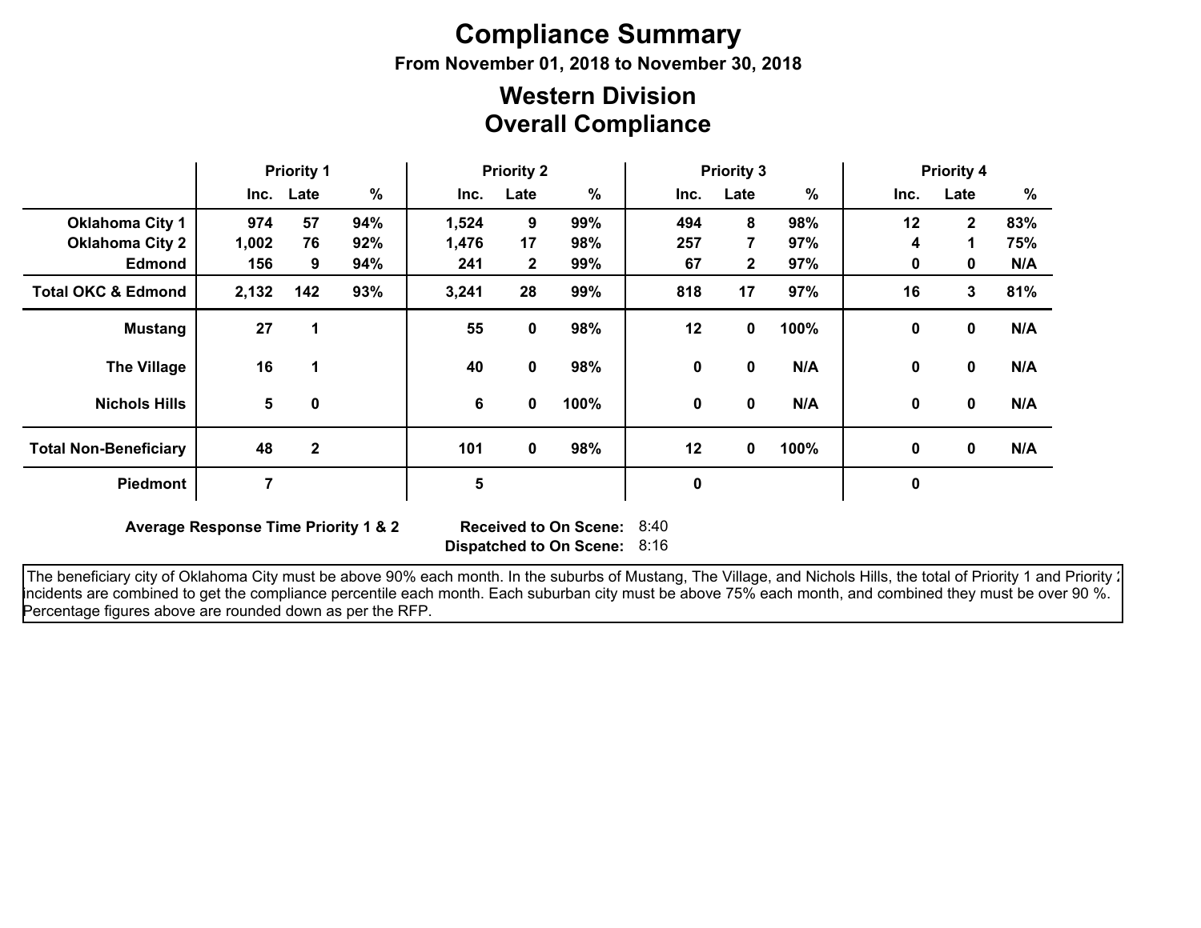# Compliance Summary

**From November 01, 2018 to November 30, 2018**

## Western Division
## Overall Compliance

| | Priority 1 | | | Priority 2 | | | Priority 3 | | | Priority 4 | | |
|---|---|---|---|---|---|---|---|---|---|---|---|---|
| | Inc. | Late | % | Inc. | Late | % | Inc. | Late | % | Inc. | Late | % |
| **Oklahoma City 1** | 974 | 57 | 94% | 1,524 | 9 | 99% | 494 | 8 | 98% | 12 | 2 | 83% |
| **Oklahoma City 2** | 1,002 | 76 | 92% | 1,476 | 17 | 98% | 257 | 7 | 97% | 4 | 1 | 75% |
| **Edmond** | 156 | 9 | 94% | 241 | 2 | 99% | 67 | 2 | 97% | 0 | 0 | N/A |
| **Total OKC & Edmond** | 2,132 | 142 | 93% | 3,241 | 28 | 99% | 818 | 17 | 97% | 16 | 3 | 81% |
| **Mustang** | 27 | 1 | | 55 | 0 | 98% | 12 | 0 | 100% | 0 | 0 | N/A |
| **The Village** | 16 | 1 | | 40 | 0 | 98% | 0 | 0 | N/A | 0 | 0 | N/A |
| **Nichols Hills** | 5 | 0 | | 6 | 0 | 100% | 0 | 0 | N/A | 0 | 0 | N/A |
| **Total Non-Beneficiary** | 48 | 2 | | 101 | 0 | 98% | 12 | 0 | 100% | 0 | 0 | N/A |
| **Piedmont** | 7 | | | 5 | | | 0 | | | 0 | | |

**Average Response Time Priority 1 & 2** **Received to On Scene:** 8:40

**Dispatched to On Scene:** 8:16

The beneficiary city of Oklahoma City must be above 90% each month. In the suburbs of Mustang, The Village, and Nichols Hills, the total of Priority 1 and Priority 2 incidents are combined to get the compliance percentile each month. Each suburban city must be above 75% each month, and combined they must be over 90 %. Percentage figures above are rounded down as per the RFP.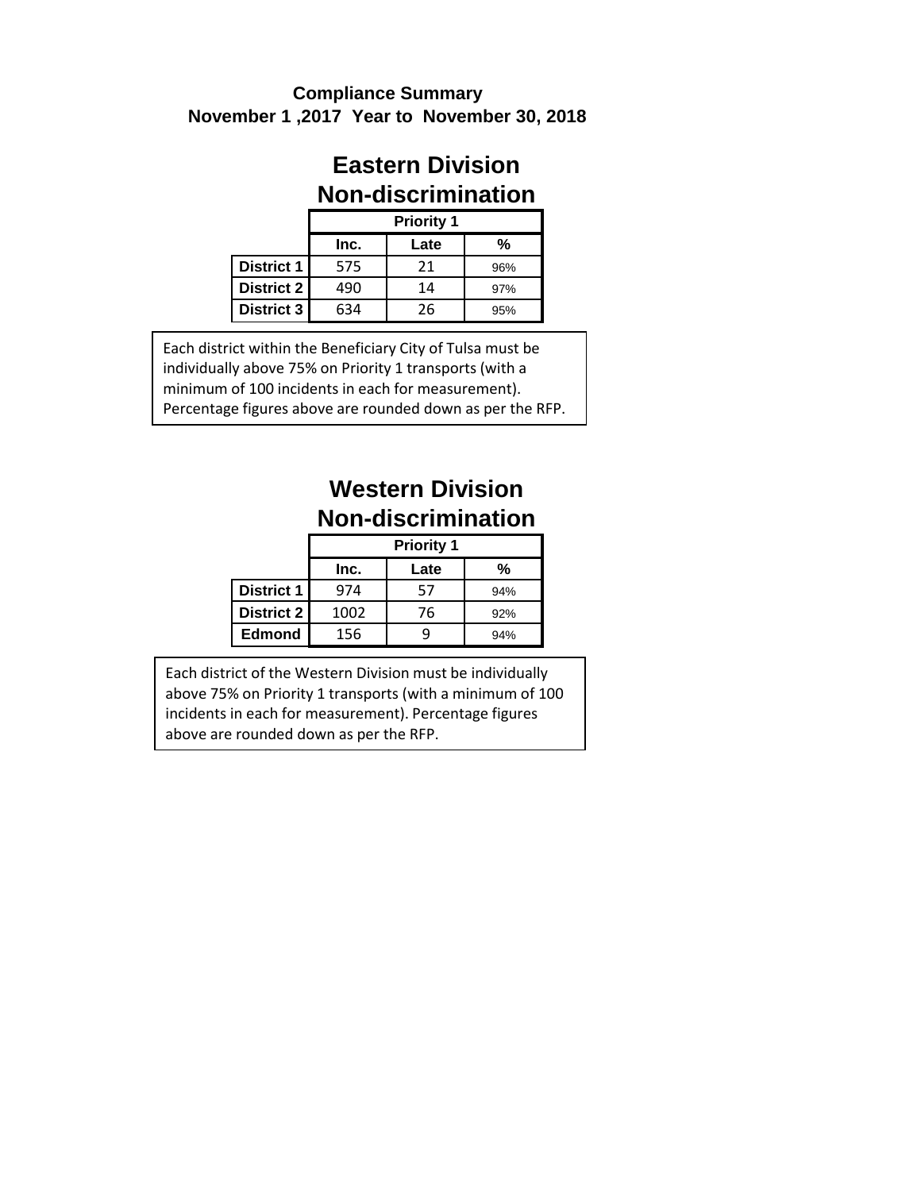**Compliance Summary**
**November 1 ,2017 Year to November 30, 2018**

## Eastern Division
## Non-discrimination

| | Priority 1 | | |
|---|---|---|---|
| | Inc. | Late | % |
| District 1 | 575 | 21 | 96% |
| District 2 | 490 | 14 | 97% |
| District 3 | 634 | 26 | 95% |

Each district within the Beneficiary City of Tulsa must be individually above 75% on Priority 1 transports (with a minimum of 100 incidents in each for measurement). Percentage figures above are rounded down as per the RFP.

## Western Division
## Non-discrimination

| | Priority 1 | | |
|---|---|---|---|
| | Inc. | Late | % |
| District 1 | 974 | 57 | 94% |
| District 2 | 1002 | 76 | 92% |
| Edmond | 156 | 9 | 94% |

Each district of the Western Division must be individually above 75% on Priority 1 transports (with a minimum of 100 incidents in each for measurement). Percentage figures above are rounded down as per the RFP.